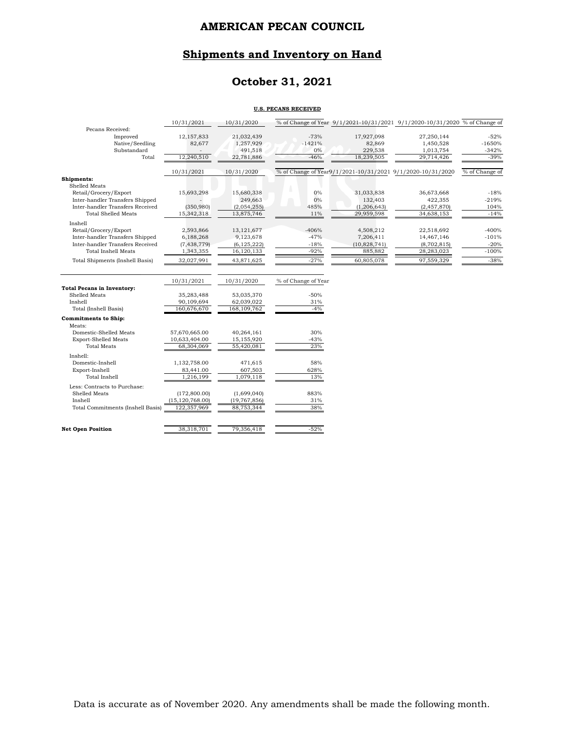# AMERICAN PECAN COUNCIL

## Shipments and Inventory on Hand

## October 31, 2021

**U.S. PECANS RECEIVED**

| | 10/31/2021 | 10/31/2020 | % of Change of Year | 9/1/2021-10/31/2021 | 9/1/2020-10/31/2020 | % of Change of |
|---|---|---|---|---|---|---|
| Pecans Received: | | | | | | |
| Improved | 12,157,833 | 21,032,439 | -73% | 17,927,098 | 27,250,144 | -52% |
| Native/Seedling | 82,677 | 1,257,929 | -1421% | 82,869 | 1,450,528 | -1650% |
| Substandard | - | 491,518 | 0% | 229,538 | 1,013,754 | -342% |
| Total | 12,240,510 | 22,781,886 | -46% | 18,239,505 | 29,714,426 | -39% |

| | 10/31/2021 | 10/31/2020 | % of Change of Year | 9/1/2021-10/31/2021 | 9/1/2020-10/31/2020 | % of Change of |
|---|---|---|---|---|---|---|
| **Shipments:** | | | | | | |
| Shelled Meats | | | | | | |
| Retail/Grocery/Export | 15,693,298 | 15,680,338 | 0% | 31,033,838 | 36,673,668 | -18% |
| Inter-handler Transfers Shipped | - | 249,663 | 0% | 132,403 | 422,355 | -219% |
| Inter-handler Transfers Received | (350,980) | (2,054,255) | 485% | (1,206,643) | (2,457,870) | 104% |
| Total Shelled Meats | 15,342,318 | 13,875,746 | 11% | 29,959,598 | 34,638,153 | -14% |
| Inshell | | | | | | |
| Retail/Grocery/Export | 2,593,866 | 13,121,677 | -406% | 4,508,212 | 22,518,692 | -400% |
| Inter-handler Transfers Shipped | 6,188,268 | 9,123,678 | -47% | 7,206,411 | 14,467,146 | -101% |
| Inter-handler Transfers Received | (7,438,779) | (6,125,222) | -18% | (10,828,741) | (8,702,815) | -20% |
| Total Inshell Meats | 1,343,355 | 16,120,133 | -92% | 885,882 | 28,283,023 | -100% |
| Total Shipments (Inshell Basis) | 32,027,991 | 43,871,625 | -27% | 60,805,078 | 97,559,329 | -38% |

| | 10/31/2021 | 10/31/2020 | % of Change of Year |
|---|---|---|---|
| **Total Pecans in Inventory:** | | | |
| Shelled Meats | 35,283,488 | 53,035,370 | -50% |
| Inshell | 90,109,694 | 62,039,022 | 31% |
| Total (Inshell Basis) | 160,676,670 | 168,109,762 | -4% |
| **Commitments to Ship:** | | | |
| Meats: | | | |
| Domestic-Shelled Meats | 57,670,665.00 | 40,264,161 | 30% |
| Export-Shelled Meats | 10,633,404.00 | 15,155,920 | -43% |
| Total Meats | 68,304,069 | 55,420,081 | 23% |
| Inshell: | | | |
| Domestic-Inshell | 1,132,758.00 | 471,615 | 58% |
| Export-Inshell | 83,441.00 | 607,503 | 628% |
| Total Inshell | 1,216,199 | 1,079,118 | 13% |
| Less: Contracts to Purchase: | | | |
| Shelled Meats | (172,800.00) | (1,699,040) | 883% |
| Inshell | (15,120,768.00) | (19,767,856) | 31% |
| Total Commitments (Inshell Basis) | 122,357,969 | 88,753,344 | 38% |
| **Net Open Position** | 38,318,701 | 79,356,418 | -52% |

Data is accurate as of November 2020. Any amendments shall be made the following month.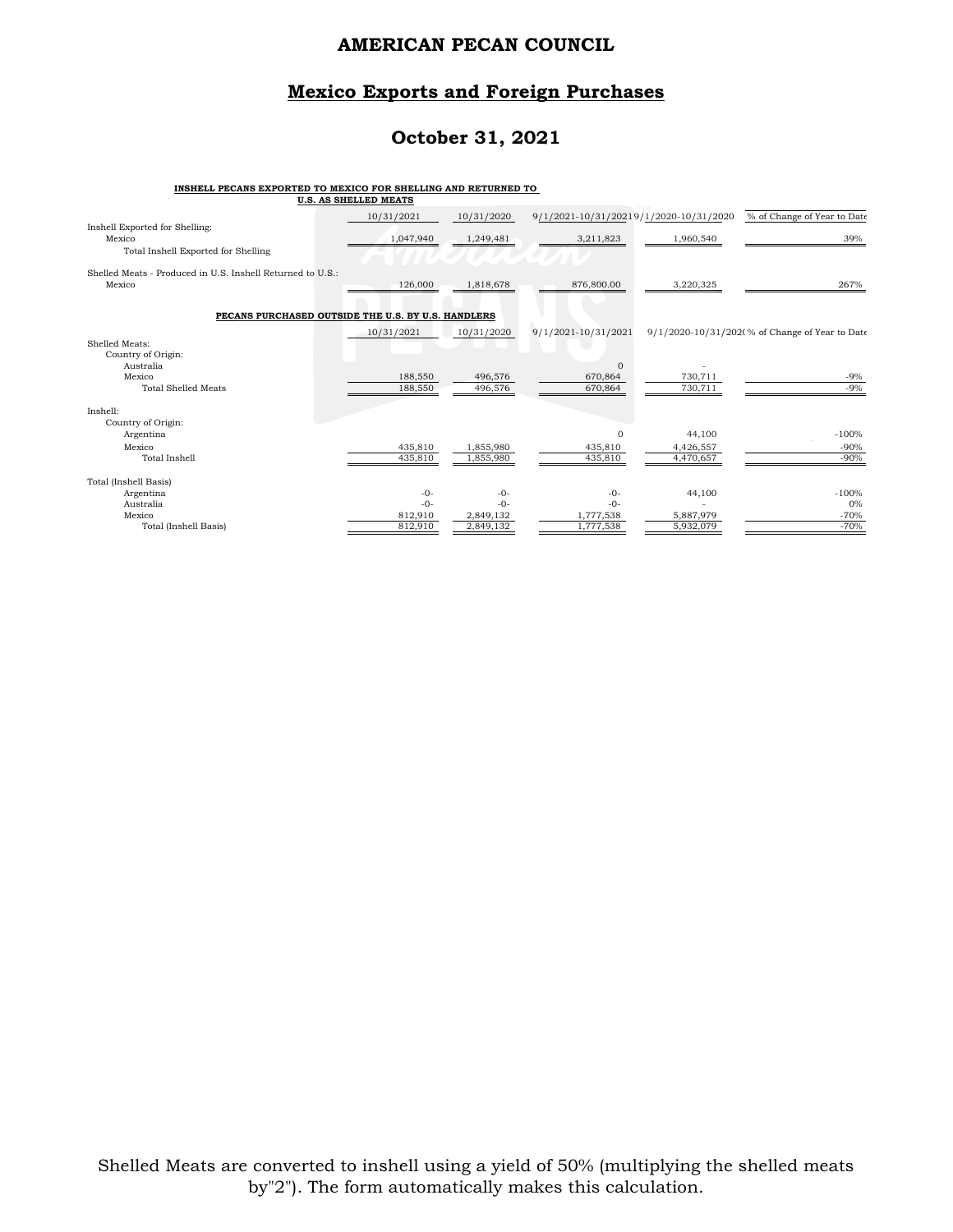# AMERICAN PECAN COUNCIL

## Mexico Exports and Foreign Purchases

## October 31, 2021

**INSHELL PECANS EXPORTED TO MEXICO FOR SHELLING AND RETURNED TO U.S. AS SHELLED MEATS**

| | 10/31/2021 | 10/31/2020 | 9/1/2021-10/31/2021 | 9/1/2020-10/31/2020 | % of Change of Year to Date |
|---|---|---|---|---|---|
| Inshell Exported for Shelling: | | | | | |
| Mexico | 1,047,940 | 1,249,481 | 3,211,823 | 1,960,540 | 39% |
| Total Inshell Exported for Shelling | | | | | |
| Shelled Meats - Produced in U.S. Inshell Returned to U.S.: | | | | | |
| Mexico | 126,000 | 1,818,678 | 876,800.00 | 3,220,325 | 267% |

**PECANS PURCHASED OUTSIDE THE U.S. BY U.S. HANDLERS**

| | 10/31/2021 | 10/31/2020 | 9/1/2021-10/31/2021 | 9/1/2020-10/31/2020 | % of Change of Year to Date |
|---|---|---|---|---|---|
| Shelled Meats: | | | | | |
| Country of Origin: | | | | | |
| Australia | | | 0 | - | |
| Mexico | 188,550 | 496,576 | 670,864 | 730,711 | -9% |
| Total Shelled Meats | 188,550 | 496,576 | 670,864 | 730,711 | -9% |
| Inshell: | | | | | |
| Country of Origin: | | | | | |
| Argentina | | | 0 | 44,100 | -100% |
| Mexico | 435,810 | 1,855,980 | 435,810 | 4,426,557 | -90% |
| Total Inshell | 435,810 | 1,855,980 | 435,810 | 4,470,657 | -90% |
| Total (Inshell Basis) | | | | | |
| Argentina | -0- | -0- | -0- | 44,100 | -100% |
| Australia | -0- | -0- | -0- | - | 0% |
| Mexico | 812,910 | 2,849,132 | 1,777,538 | 5,887,979 | -70% |
| Total (Inshell Basis) | 812,910 | 2,849,132 | 1,777,538 | 5,932,079 | -70% |

Shelled Meats are converted to inshell using a yield of 50% (multiplying the shelled meats by"2"). The form automatically makes this calculation.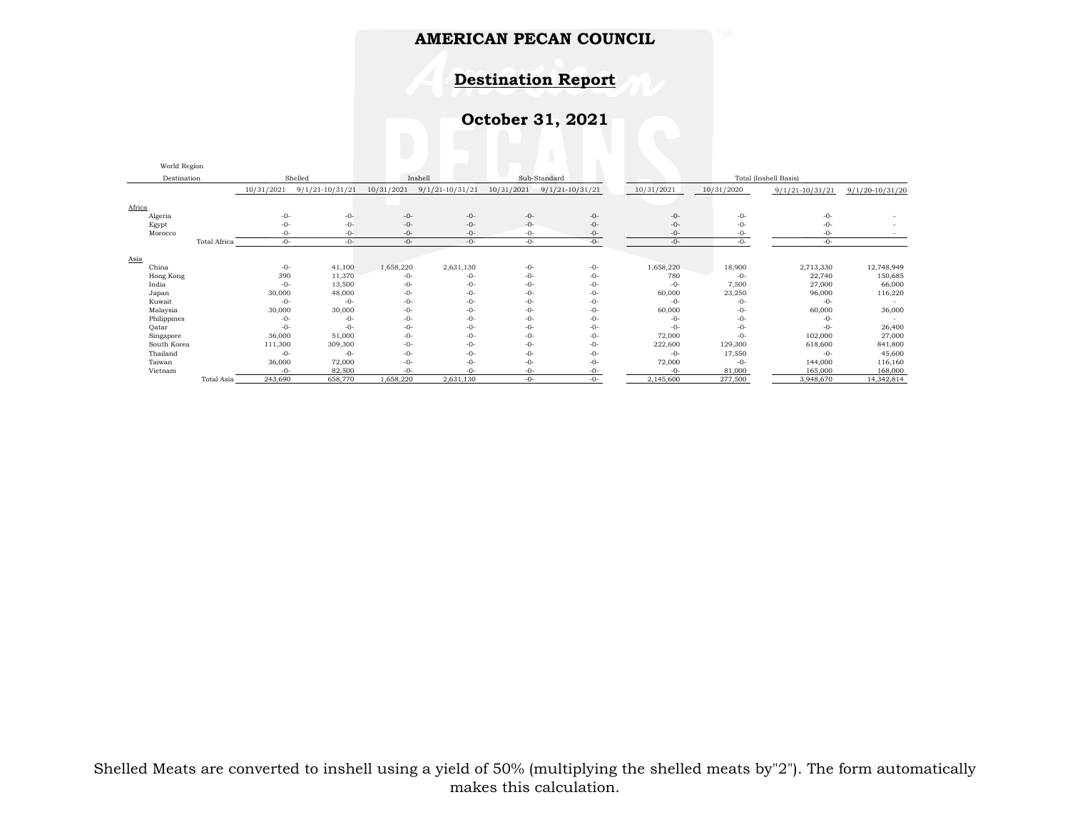# AMERICAN PECAN COUNCIL

## Destination Report

## October 31, 2021

| World Region Destination | Shelled | | Inshell | | Sub-Standard | | Total (Inshell Basis) | | | |
|---|---|---|---|---|---|---|---|---|---|---|
| | 10/31/2021 | 9/1/21-10/31/21 | 10/31/2021 | 9/1/21-10/31/21 | 10/31/2021 | 9/1/21-10/31/21 | 10/31/2021 | 10/31/2020 | 9/1/21-10/31/21 | 9/1/20-10/31/20 |
| **Africa** | | | | | | | | | | |
| Algeria | -0- | -0- | -0- | -0- | -0- | -0- | -0- | -0- | -0- | - |
| Egypt | -0- | -0- | -0- | -0- | -0- | -0- | -0- | -0- | -0- | - |
| Morocco | -0- | -0- | -0- | -0- | -0- | -0- | -0- | -0- | -0- | - |
| Total Africa | -0- | -0- | -0- | -0- | -0- | -0- | -0- | -0- | -0- | |
| **Asia** | | | | | | | | | | |
| China | -0- | 41,100 | 1,658,220 | 2,631,130 | -0- | -0- | 1,658,220 | 18,900 | 2,713,330 | 12,748,949 |
| Hong Kong | 390 | 11,370 | -0- | -0- | -0- | -0- | 780 | -0- | 22,740 | 150,685 |
| India | -0- | 13,500 | -0- | -0- | -0- | -0- | -0- | 7,500 | 27,000 | 66,000 |
| Japan | 30,000 | 48,000 | -0- | -0- | -0- | -0- | 60,000 | 23,250 | 96,000 | 116,220 |
| Kuwait | -0- | -0- | -0- | -0- | -0- | -0- | -0- | -0- | -0- | - |
| Malaysia | 30,000 | 30,000 | -0- | -0- | -0- | -0- | 60,000 | -0- | 60,000 | 36,000 |
| Philippines | -0- | -0- | -0- | -0- | -0- | -0- | -0- | -0- | -0- | - |
| Qatar | -0- | -0- | -0- | -0- | -0- | -0- | -0- | -0- | -0- | 26,400 |
| Singapore | 36,000 | 51,000 | -0- | -0- | -0- | -0- | 72,000 | -0- | 102,000 | 27,000 |
| South Korea | 111,300 | 309,300 | -0- | -0- | -0- | -0- | 222,600 | 129,300 | 618,600 | 841,800 |
| Thailand | -0- | -0- | -0- | -0- | -0- | -0- | -0- | 17,550 | -0- | 45,600 |
| Taiwan | 36,000 | 72,000 | -0- | -0- | -0- | -0- | 72,000 | -0- | 144,000 | 116,160 |
| Vietnam | -0- | 82,500 | -0- | -0- | -0- | -0- | -0- | 81,000 | 165,000 | 168,000 |
| Total Asia | 243,690 | 658,770 | 1,658,220 | 2,631,130 | -0- | -0- | 2,145,600 | 277,500 | 3,948,670 | 14,342,814 |

Shelled Meats are converted to inshell using a yield of 50% (multiplying the shelled meats by"2"). The form automatically makes this calculation.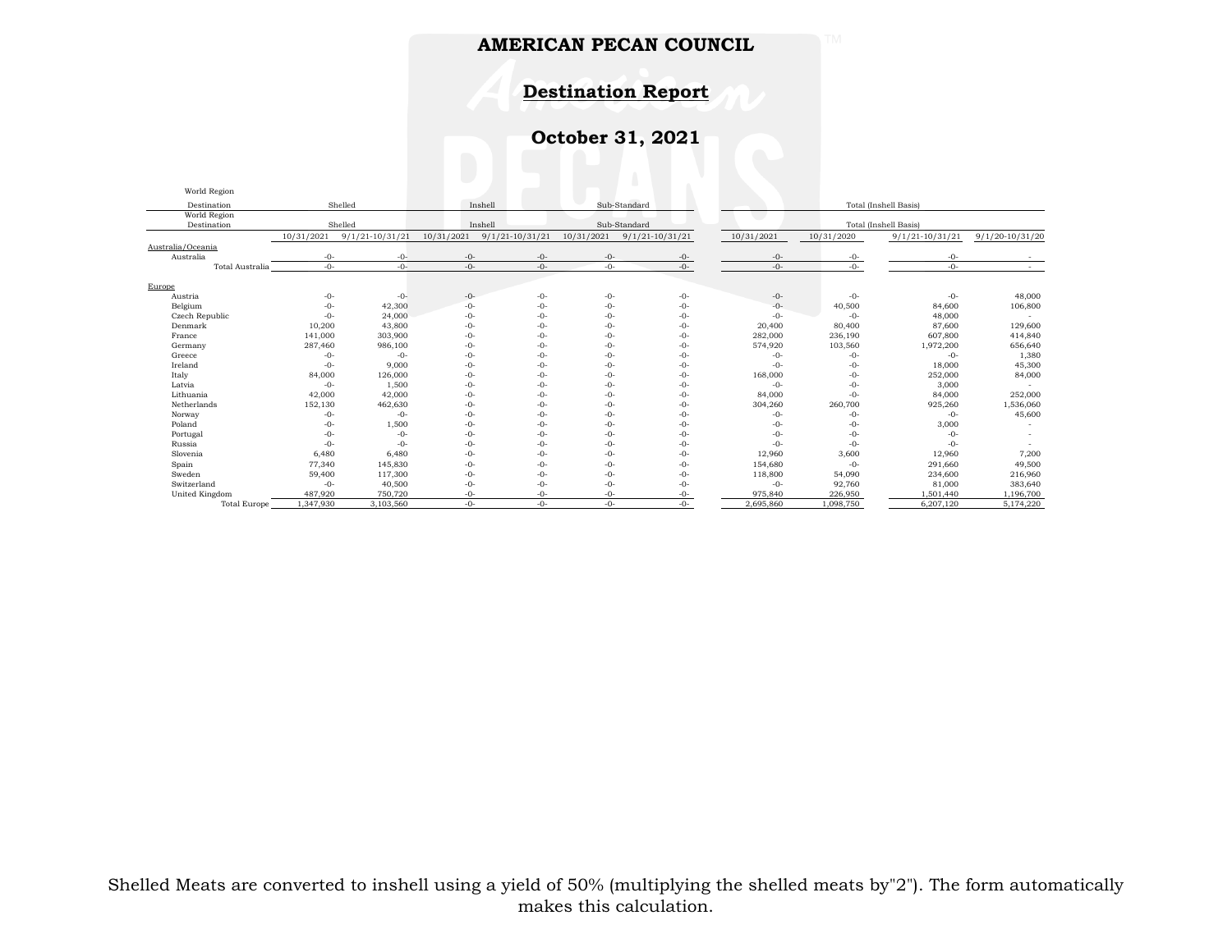# AMERICAN PECAN COUNCIL

## Destination Report

## October 31, 2021

| World Region Destination | Shelled | | Inshell | | Sub-Standard | | Total (Inshell Basis) | | | |
|---|---|---|---|---|---|---|---|---|---|---|
| | 10/31/2021 | 9/1/21-10/31/21 | 10/31/2021 | 9/1/21-10/31/21 | 10/31/2021 | 9/1/21-10/31/21 | 10/31/2021 | 10/31/2020 | 9/1/21-10/31/21 | 9/1/20-10/31/20 |
| Australia/Oceania | | | | | | | | | | |
| Australia | -0- | -0- | -0- | -0- | -0- | -0- | -0- | -0- | -0- | - |
| Total Australia | -0- | -0- | -0- | -0- | -0- | -0- | -0- | -0- | -0- | - |
| Europe | | | | | | | | | | |
| Austria | -0- | -0- | -0- | -0- | -0- | -0- | -0- | -0- | -0- | 48,000 |
| Belgium | -0- | 42,300 | -0- | -0- | -0- | -0- | -0- | 40,500 | 84,600 | 106,800 |
| Czech Republic | -0- | 24,000 | -0- | -0- | -0- | -0- | -0- | -0- | 48,000 | - |
| Denmark | 10,200 | 43,800 | -0- | -0- | -0- | -0- | 20,400 | 80,400 | 87,600 | 129,600 |
| France | 141,000 | 303,900 | -0- | -0- | -0- | -0- | 282,000 | 236,190 | 607,800 | 414,840 |
| Germany | 287,460 | 986,100 | -0- | -0- | -0- | -0- | 574,920 | 103,560 | 1,972,200 | 656,640 |
| Greece | -0- | -0- | -0- | -0- | -0- | -0- | -0- | -0- | -0- | 1,380 |
| Ireland | -0- | 9,000 | -0- | -0- | -0- | -0- | -0- | -0- | 18,000 | 45,300 |
| Italy | 84,000 | 126,000 | -0- | -0- | -0- | -0- | 168,000 | -0- | 252,000 | 84,000 |
| Latvia | -0- | 1,500 | -0- | -0- | -0- | -0- | -0- | -0- | 3,000 | - |
| Lithuania | 42,000 | 42,000 | -0- | -0- | -0- | -0- | 84,000 | -0- | 84,000 | 252,000 |
| Netherlands | 152,130 | 462,630 | -0- | -0- | -0- | -0- | 304,260 | 260,700 | 925,260 | 1,536,060 |
| Norway | -0- | -0- | -0- | -0- | -0- | -0- | -0- | -0- | -0- | 45,600 |
| Poland | -0- | 1,500 | -0- | -0- | -0- | -0- | -0- | -0- | 3,000 | - |
| Portugal | -0- | -0- | -0- | -0- | -0- | -0- | -0- | -0- | -0- | - |
| Russia | -0- | -0- | -0- | -0- | -0- | -0- | -0- | -0- | -0- | - |
| Slovenia | 6,480 | 6,480 | -0- | -0- | -0- | -0- | 12,960 | 3,600 | 12,960 | 7,200 |
| Spain | 77,340 | 145,830 | -0- | -0- | -0- | -0- | 154,680 | -0- | 291,660 | 49,500 |
| Sweden | 59,400 | 117,300 | -0- | -0- | -0- | -0- | 118,800 | 54,090 | 234,600 | 216,960 |
| Switzerland | -0- | 40,500 | -0- | -0- | -0- | -0- | -0- | 92,760 | 81,000 | 383,640 |
| United Kingdom | 487,920 | 750,720 | -0- | -0- | -0- | -0- | 975,840 | 226,950 | 1,501,440 | 1,196,700 |
| Total Europe | 1,347,930 | 3,103,560 | -0- | -0- | -0- | -0- | 2,695,860 | 1,098,750 | 6,207,120 | 5,174,220 |

Shelled Meats are converted to inshell using a yield of 50% (multiplying the shelled meats by"2"). The form automatically makes this calculation.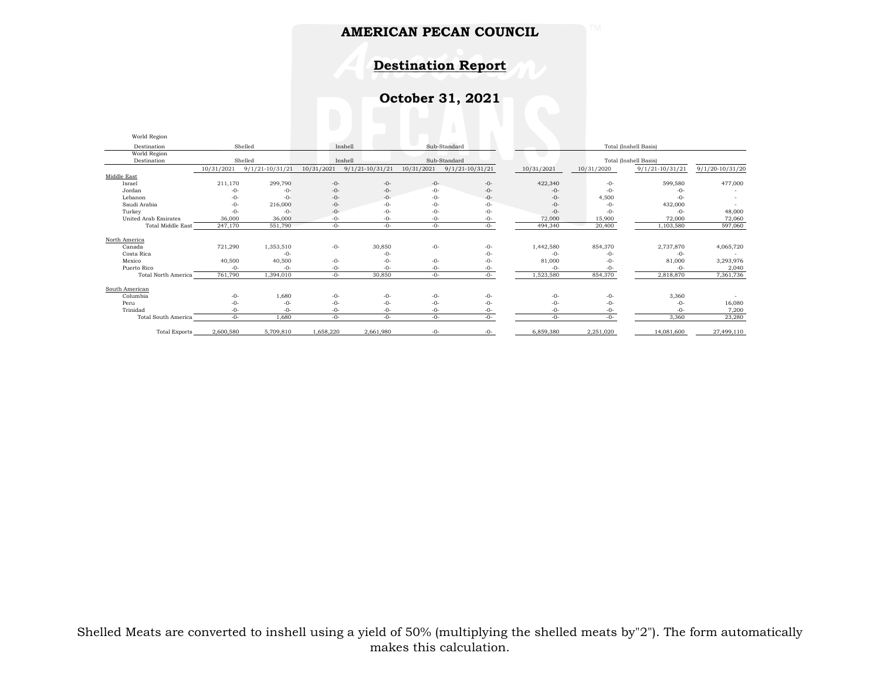# AMERICAN PECAN COUNCIL

## Destination Report

## October 31, 2021

| World Region Destination | Shelled | | Inshell | | Sub-Standard | | Total (Inshell Basis) | | | |
|---|---|---|---|---|---|---|---|---|---|---|
| | 10/31/2021 | 9/1/21-10/31/21 | 10/31/2021 | 9/1/21-10/31/21 | 10/31/2021 | 9/1/21-10/31/21 | 10/31/2021 | 10/31/2020 | 9/1/21-10/31/21 | 9/1/20-10/31/20 |
| **Middle East** | | | | | | | | | | |
| Israel | 211,170 | 299,790 | -0- | -0- | -0- | -0- | 422,340 | -0- | 599,580 | 477,000 |
| Jordan | -0- | -0- | -0- | -0- | -0- | -0- | -0- | -0- | -0- | - |
| Lebanon | -0- | -0- | -0- | -0- | -0- | -0- | -0- | 4,500 | -0- | - |
| Saudi Arabia | -0- | 216,000 | -0- | -0- | -0- | -0- | -0- | -0- | 432,000 | - |
| Turkey | -0- | -0- | -0- | -0- | -0- | -0- | -0- | -0- | -0- | 48,000 |
| United Arab Emirates | 36,000 | 36,000 | -0- | -0- | -0- | -0- | 72,000 | 15,900 | 72,000 | 72,060 |
| Total Middle East | 247,170 | 551,790 | -0- | -0- | -0- | -0- | 494,340 | 20,400 | 1,103,580 | 597,060 |
| **North America** | | | | | | | | | | |
| Canada | 721,290 | 1,353,510 | -0- | 30,850 | -0- | -0- | 1,442,580 | 854,370 | 2,737,870 | 4,065,720 |
| Costa Rica | | -0- | | -0- | | -0- | -0- | -0- | -0- | - |
| Mexico | 40,500 | 40,500 | -0- | -0- | -0- | -0- | 81,000 | -0- | 81,000 | 3,293,976 |
| Puerto Rico | -0- | -0- | -0- | -0- | -0- | -0- | -0- | -0- | -0- | 2,040 |
| Total North America | 761,790 | 1,394,010 | -0- | 30,850 | -0- | -0- | 1,523,580 | 854,370 | 2,818,870 | 7,361,736 |
| **South American** | | | | | | | | | | |
| Columbia | -0- | 1,680 | -0- | -0- | -0- | -0- | -0- | -0- | 3,360 | - |
| Peru | -0- | -0- | -0- | -0- | -0- | -0- | -0- | -0- | -0- | 16,080 |
| Trinidad | -0- | -0- | -0- | -0- | -0- | -0- | -0- | -0- | -0- | 7,200 |
| Total South America | -0- | 1,680 | -0- | -0- | -0- | -0- | -0- | -0- | 3,360 | 23,280 |
| Total Exports | 2,600,580 | 5,709,810 | 1,658,220 | 2,661,980 | -0- | -0- | 6,859,380 | 2,251,020 | 14,081,600 | 27,499,110 |

Shelled Meats are converted to inshell using a yield of 50% (multiplying the shelled meats by"2"). The form automatically makes this calculation.